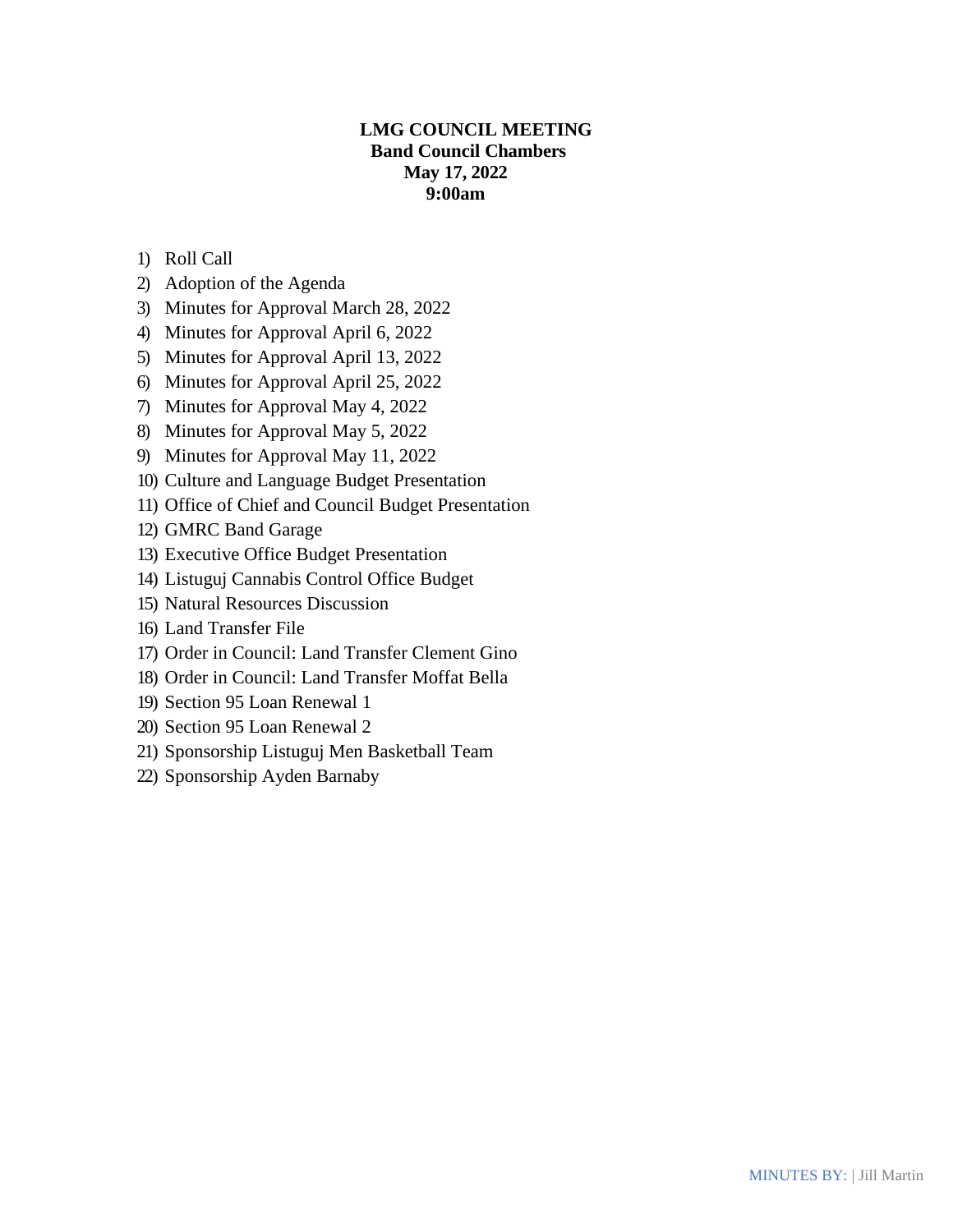**LMG COUNCIL MEETING**
**Band Council Chambers**
**May 17, 2022**
**9:00am**

1) Roll Call
2) Adoption of the Agenda
3) Minutes for Approval March 28, 2022
4) Minutes for Approval April 6, 2022
5) Minutes for Approval April 13, 2022
6) Minutes for Approval April 25, 2022
7) Minutes for Approval May 4, 2022
8) Minutes for Approval May 5, 2022
9) Minutes for Approval May 11, 2022
10) Culture and Language Budget Presentation
11) Office of Chief and Council Budget Presentation
12) GMRC Band Garage
13) Executive Office Budget Presentation
14) Listuguj Cannabis Control Office Budget
15) Natural Resources Discussion
16) Land Transfer File
17) Order in Council: Land Transfer Clement Gino
18) Order in Council: Land Transfer Moffat Bella
19) Section 95 Loan Renewal 1
20) Section 95 Loan Renewal 2
21) Sponsorship Listuguj Men Basketball Team
22) Sponsorship Ayden Barnaby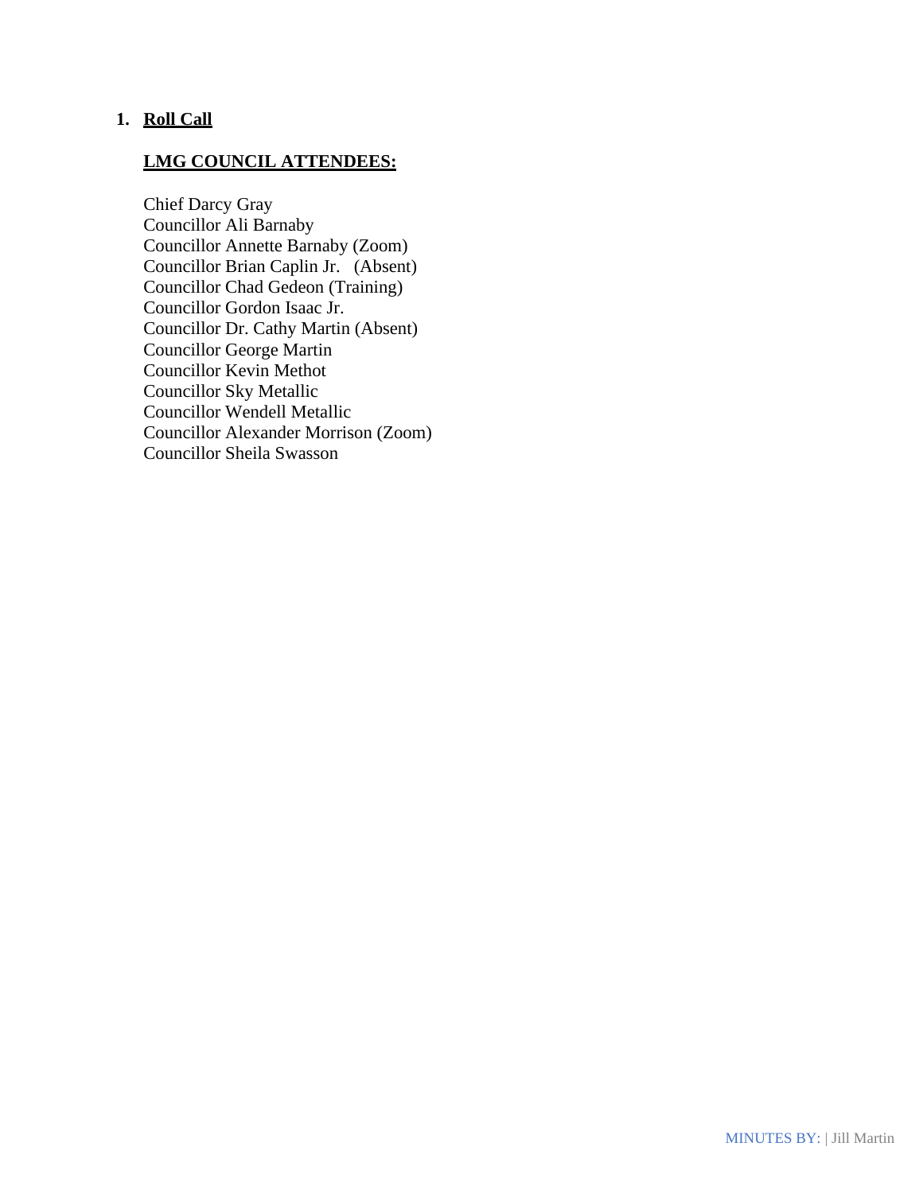1. **Roll Call**

**LMG COUNCIL ATTENDEES:**

Chief Darcy Gray
Councillor Ali Barnaby
Councillor Annette Barnaby (Zoom)
Councillor Brian Caplin Jr. (Absent)
Councillor Chad Gedeon (Training)
Councillor Gordon Isaac Jr.
Councillor Dr. Cathy Martin (Absent)
Councillor George Martin
Councillor Kevin Methot
Councillor Sky Metallic
Councillor Wendell Metallic
Councillor Alexander Morrison (Zoom)
Councillor Sheila Swasson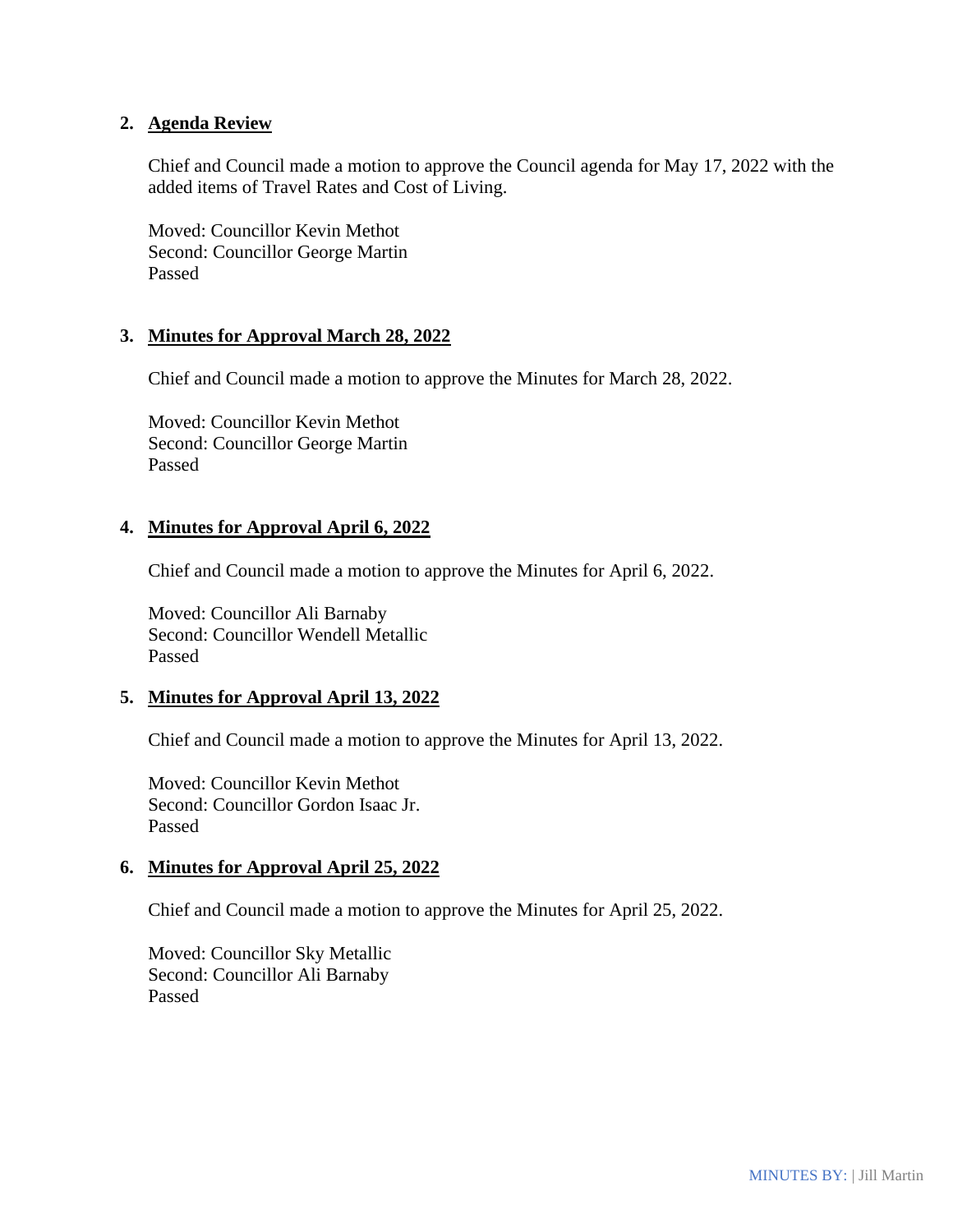2. **Agenda Review**

   Chief and Council made a motion to approve the Council agenda for May 17, 2022 with the added items of Travel Rates and Cost of Living.

   Moved: Councillor Kevin Methot
   Second: Councillor George Martin
   Passed

3. **Minutes for Approval March 28, 2022**

   Chief and Council made a motion to approve the Minutes for March 28, 2022.

   Moved: Councillor Kevin Methot
   Second: Councillor George Martin
   Passed

4. **Minutes for Approval April 6, 2022**

   Chief and Council made a motion to approve the Minutes for April 6, 2022.

   Moved: Councillor Ali Barnaby
   Second: Councillor Wendell Metallic
   Passed

5. **Minutes for Approval April 13, 2022**

   Chief and Council made a motion to approve the Minutes for April 13, 2022.

   Moved: Councillor Kevin Methot
   Second: Councillor Gordon Isaac Jr.
   Passed

6. **Minutes for Approval April 25, 2022**

   Chief and Council made a motion to approve the Minutes for April 25, 2022.

   Moved: Councillor Sky Metallic
   Second: Councillor Ali Barnaby
   Passed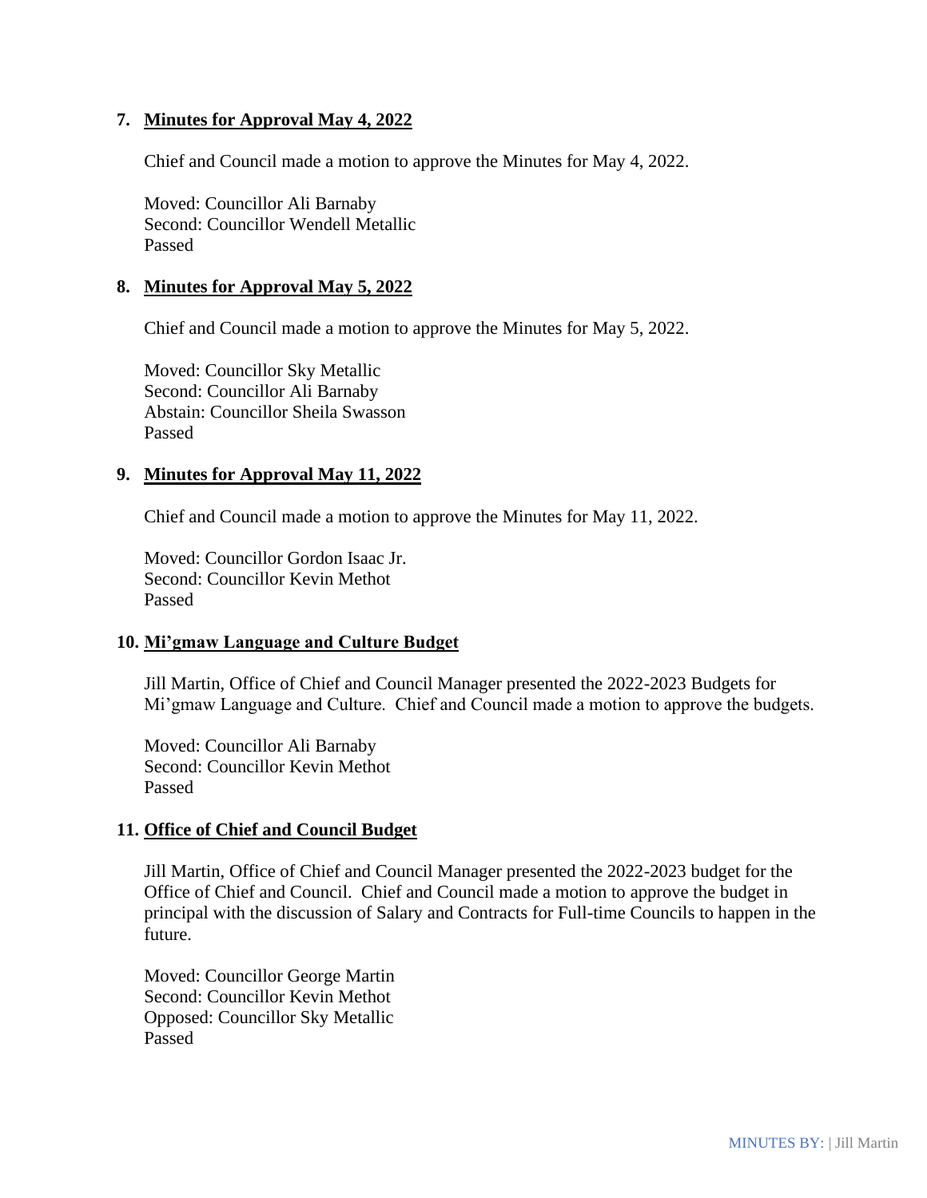**7. Minutes for Approval May 4, 2022**

Chief and Council made a motion to approve the Minutes for May 4, 2022.

Moved: Councillor Ali Barnaby
Second: Councillor Wendell Metallic
Passed

**8. Minutes for Approval May 5, 2022**

Chief and Council made a motion to approve the Minutes for May 5, 2022.

Moved: Councillor Sky Metallic
Second: Councillor Ali Barnaby
Abstain: Councillor Sheila Swasson
Passed

**9. Minutes for Approval May 11, 2022**

Chief and Council made a motion to approve the Minutes for May 11, 2022.

Moved: Councillor Gordon Isaac Jr.
Second: Councillor Kevin Methot
Passed

**10. Mi'gmaw Language and Culture Budget**

Jill Martin, Office of Chief and Council Manager presented the 2022-2023 Budgets for Mi'gmaw Language and Culture. Chief and Council made a motion to approve the budgets.

Moved: Councillor Ali Barnaby
Second: Councillor Kevin Methot
Passed

**11. Office of Chief and Council Budget**

Jill Martin, Office of Chief and Council Manager presented the 2022-2023 budget for the Office of Chief and Council. Chief and Council made a motion to approve the budget in principal with the discussion of Salary and Contracts for Full-time Councils to happen in the future.

Moved: Councillor George Martin
Second: Councillor Kevin Methot
Opposed: Councillor Sky Metallic
Passed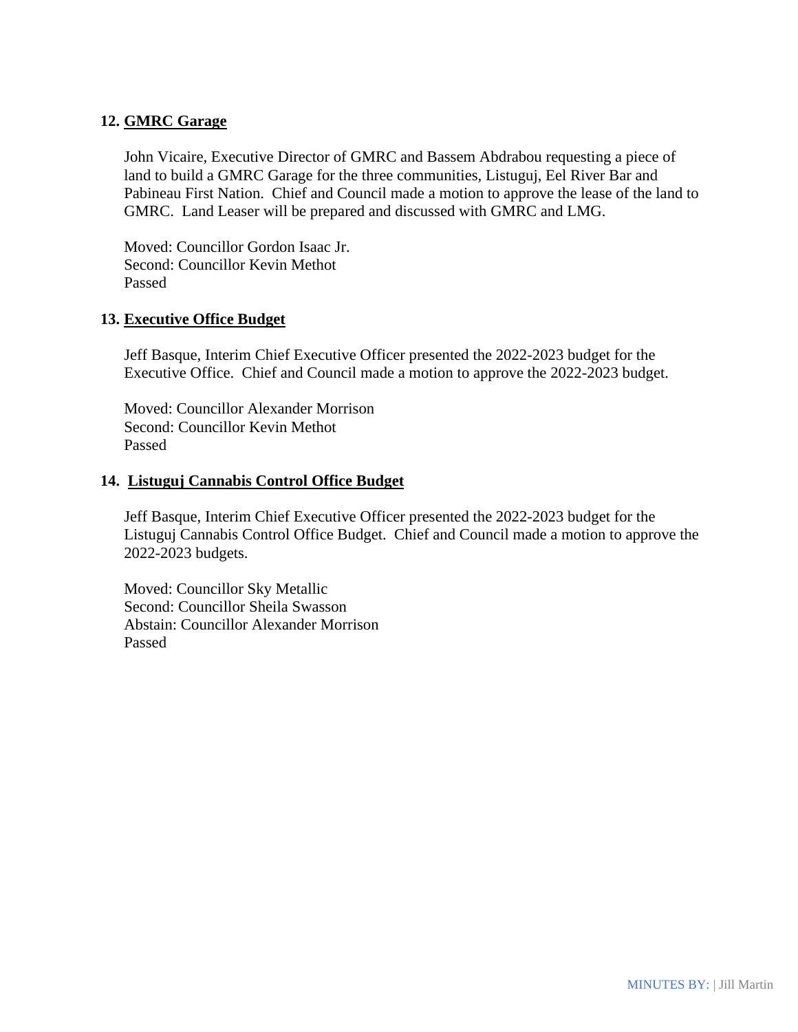**12. GMRC Garage**

John Vicaire, Executive Director of GMRC and Bassem Abdrabou requesting a piece of land to build a GMRC Garage for the three communities, Listuguj, Eel River Bar and Pabineau First Nation. Chief and Council made a motion to approve the lease of the land to GMRC. Land Leaser will be prepared and discussed with GMRC and LMG.

Moved: Councillor Gordon Isaac Jr.
Second: Councillor Kevin Methot
Passed

**13. Executive Office Budget**

Jeff Basque, Interim Chief Executive Officer presented the 2022-2023 budget for the Executive Office. Chief and Council made a motion to approve the 2022-2023 budget.

Moved: Councillor Alexander Morrison
Second: Councillor Kevin Methot
Passed

**14. Listuguj Cannabis Control Office Budget**

Jeff Basque, Interim Chief Executive Officer presented the 2022-2023 budget for the Listuguj Cannabis Control Office Budget. Chief and Council made a motion to approve the 2022-2023 budgets.

Moved: Councillor Sky Metallic
Second: Councillor Sheila Swasson
Abstain: Councillor Alexander Morrison
Passed

MINUTES BY: | Jill Martin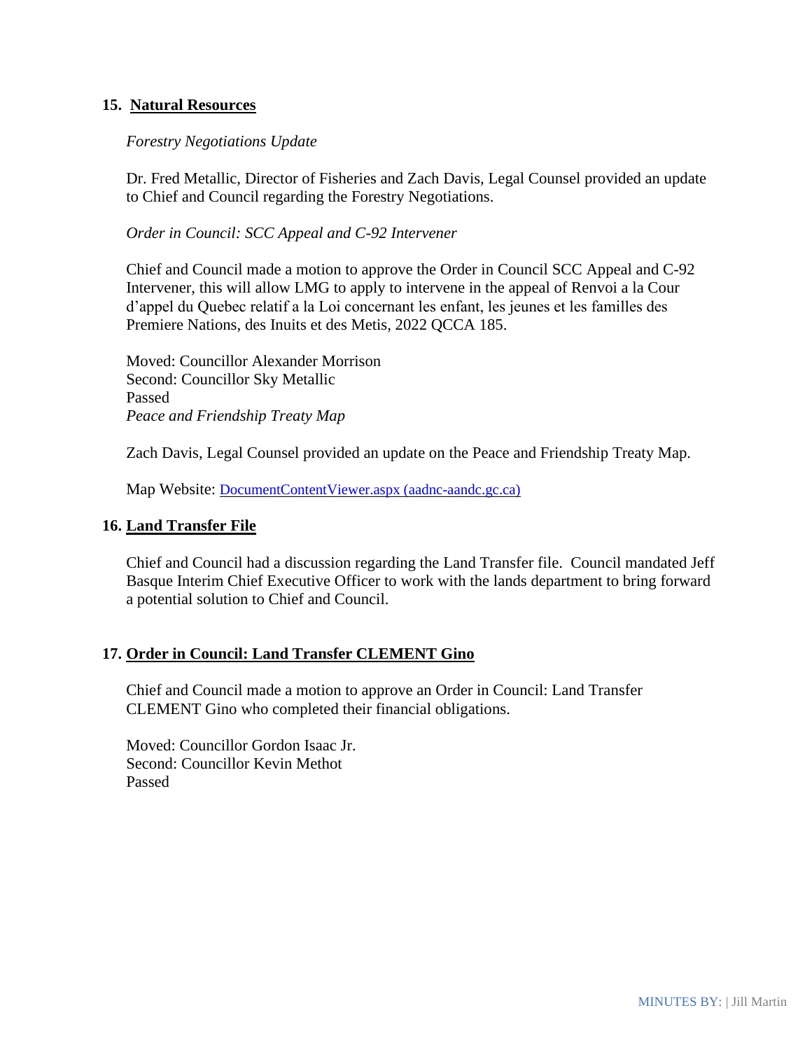## 15. Natural Resources

*Forestry Negotiations Update*

Dr. Fred Metallic, Director of Fisheries and Zach Davis, Legal Counsel provided an update to Chief and Council regarding the Forestry Negotiations.

*Order in Council: SCC Appeal and C-92 Intervener*

Chief and Council made a motion to approve the Order in Council SCC Appeal and C-92 Intervener, this will allow LMG to apply to intervene in the appeal of Renvoi a la Cour d'appel du Quebec relatif a la Loi concernant les enfant, les jeunes et les familles des Premiere Nations, des Inuits et des Metis, 2022 QCCA 185.

Moved: Councillor Alexander Morrison
Second: Councillor Sky Metallic
Passed

*Peace and Friendship Treaty Map*

Zach Davis, Legal Counsel provided an update on the Peace and Friendship Treaty Map.

Map Website: DocumentContentViewer.aspx (aadnc-aandc.gc.ca)

## 16. Land Transfer File

Chief and Council had a discussion regarding the Land Transfer file. Council mandated Jeff Basque Interim Chief Executive Officer to work with the lands department to bring forward a potential solution to Chief and Council.

## 17. Order in Council: Land Transfer CLEMENT Gino

Chief and Council made a motion to approve an Order in Council: Land Transfer CLEMENT Gino who completed their financial obligations.

Moved: Councillor Gordon Isaac Jr.
Second: Councillor Kevin Methot
Passed

MINUTES BY: | Jill Martin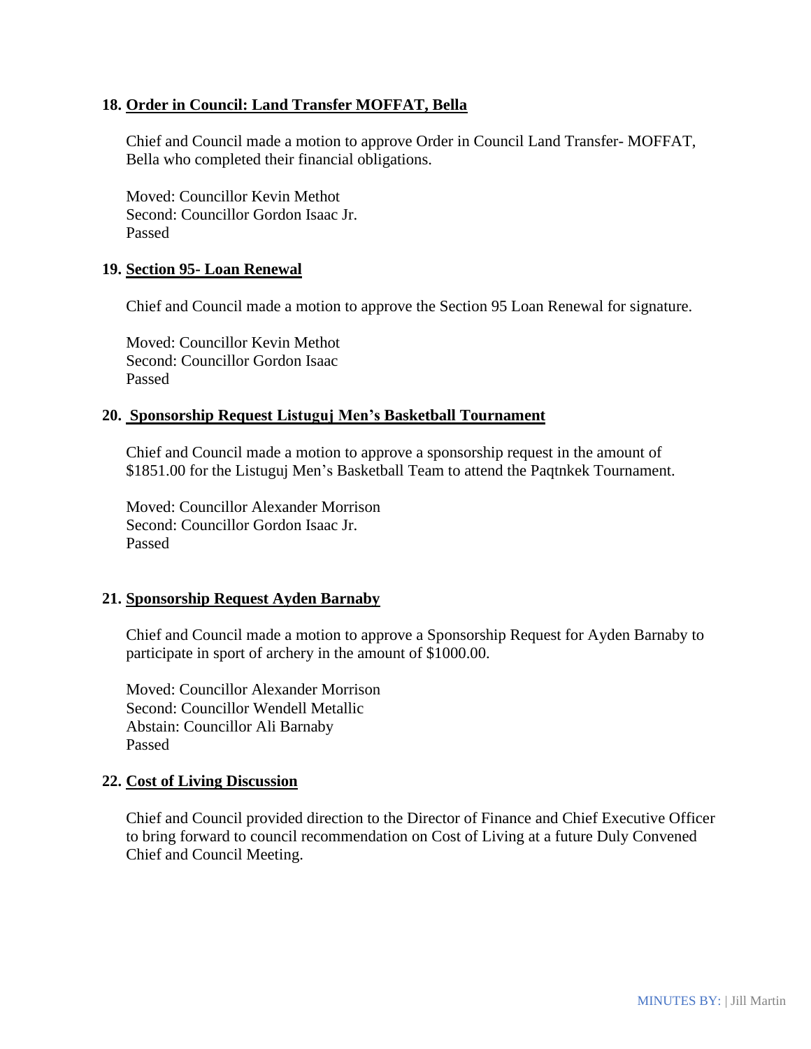**18. Order in Council: Land Transfer MOFFAT, Bella**

Chief and Council made a motion to approve Order in Council Land Transfer- MOFFAT, Bella who completed their financial obligations.

Moved: Councillor Kevin Methot
Second: Councillor Gordon Isaac Jr.
Passed

**19. Section 95- Loan Renewal**

Chief and Council made a motion to approve the Section 95 Loan Renewal for signature.

Moved: Councillor Kevin Methot
Second: Councillor Gordon Isaac
Passed

**20. Sponsorship Request Listuguj Men's Basketball Tournament**

Chief and Council made a motion to approve a sponsorship request in the amount of $1851.00 for the Listuguj Men's Basketball Team to attend the Paqtnkek Tournament.

Moved: Councillor Alexander Morrison
Second: Councillor Gordon Isaac Jr.
Passed

**21. Sponsorship Request Ayden Barnaby**

Chief and Council made a motion to approve a Sponsorship Request for Ayden Barnaby to participate in sport of archery in the amount of $1000.00.

Moved: Councillor Alexander Morrison
Second: Councillor Wendell Metallic
Abstain: Councillor Ali Barnaby
Passed

**22. Cost of Living Discussion**

Chief and Council provided direction to the Director of Finance and Chief Executive Officer to bring forward to council recommendation on Cost of Living at a future Duly Convened Chief and Council Meeting.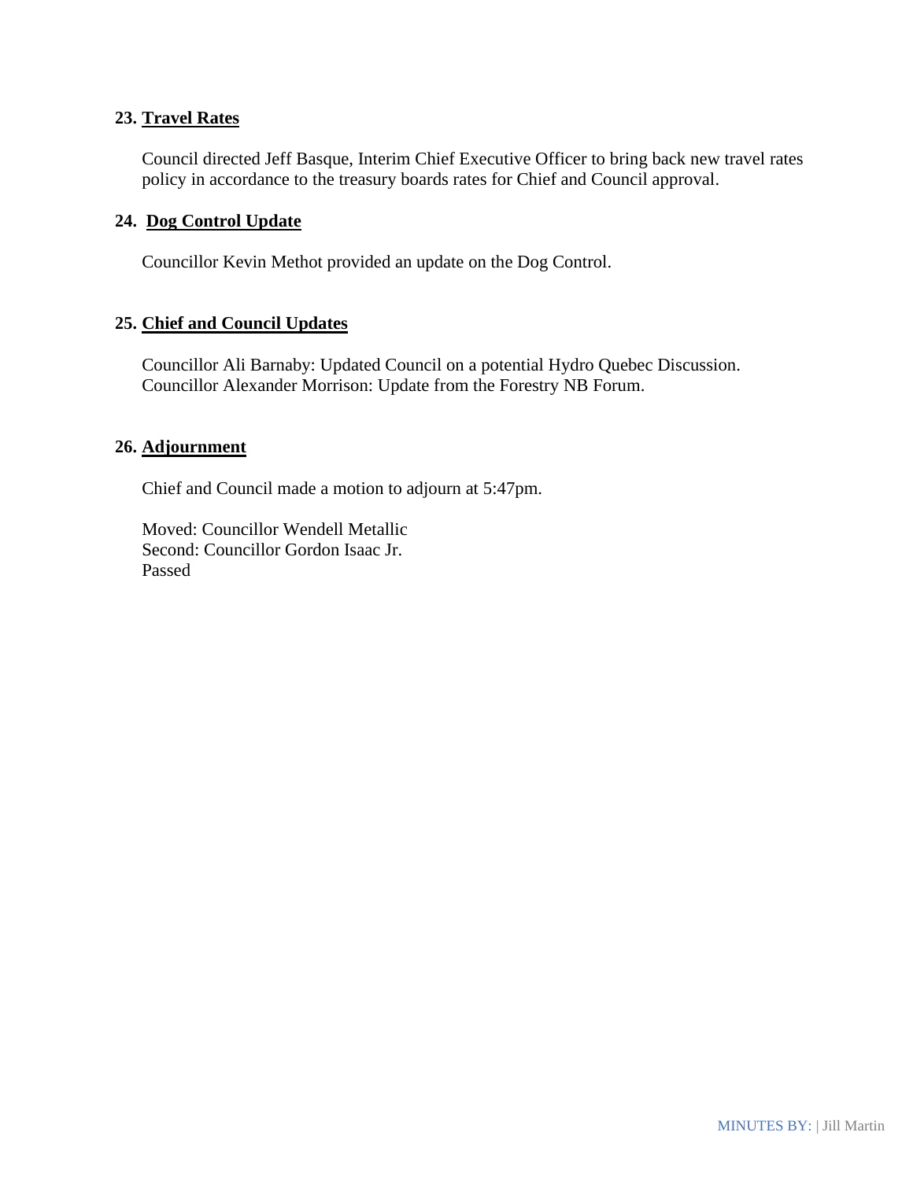**23. <u>Travel Rates</u>**

Council directed Jeff Basque, Interim Chief Executive Officer to bring back new travel rates policy in accordance to the treasury boards rates for Chief and Council approval.

**24. <u>Dog Control Update</u>**

Councillor Kevin Methot provided an update on the Dog Control.

**25. <u>Chief and Council Updates</u>**

Councillor Ali Barnaby: Updated Council on a potential Hydro Quebec Discussion.
Councillor Alexander Morrison: Update from the Forestry NB Forum.

**26. <u>Adjournment</u>**

Chief and Council made a motion to adjourn at 5:47pm.

Moved: Councillor Wendell Metallic
Second: Councillor Gordon Isaac Jr.
Passed

MINUTES BY: | Jill Martin